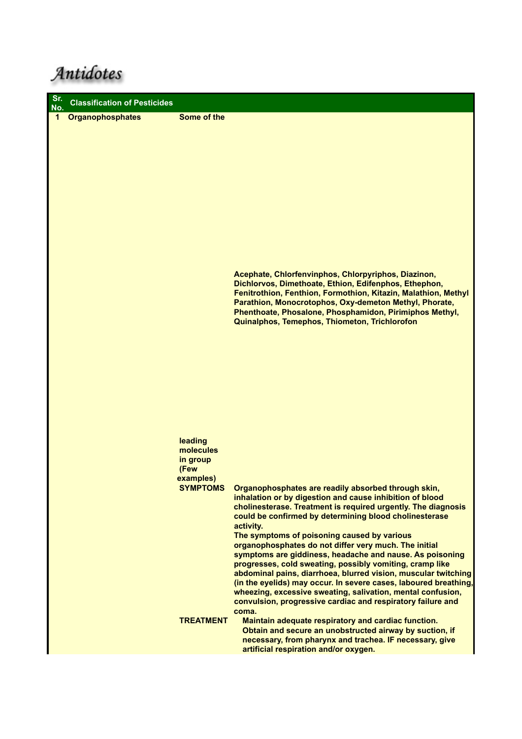# Antidotes

| Sr. No. | Classification of Pesticides | | |
|---|---|---|---|
| 1 | Organophosphates | Some of the leading molecules in group (Few examples) | Acephate, Chlorfenvinphos, Chlorpyriphos, Diazinon, Dichlorvos, Dimethoate, Ethion, Edifenphos, Ethephon, Fenitrothion, Fenthion, Formothion, Kitazin, Malathion, Methyl Parathion, Monocrotophos, Oxy-demeton Methyl, Phorate, Phenthoate, Phosalone, Phosphamidon, Pirimiphos Methyl, Quinalphos, Temephos, Thiometon, Trichlorofon |
| | | SYMPTOMS | Organophosphates are readily absorbed through skin, inhalation or by digestion and cause inhibition of blood cholinesterase. Treatment is required urgently. The diagnosis could be confirmed by determining blood cholinesterase activity.<br>The symptoms of poisoning caused by various organophosphates do not differ very much. The initial symptoms are giddiness, headache and nause. As poisoning progresses, cold sweating, possibly vomiting, cramp like abdominal pains, diarrhoea, blurred vision, muscular twitching (in the eyelids) may occur. In severe cases, laboured breathing, wheezing, excessive sweating, salivation, mental confusion, convulsion, progressive cardiac and respiratory failure and coma. |
| | | TREATMENT | Maintain adequate respiratory and cardiac function. Obtain and secure an unobstructed airway by suction, if necessary, from pharynx and trachea. IF necessary, give artificial respiration and/or oxygen. |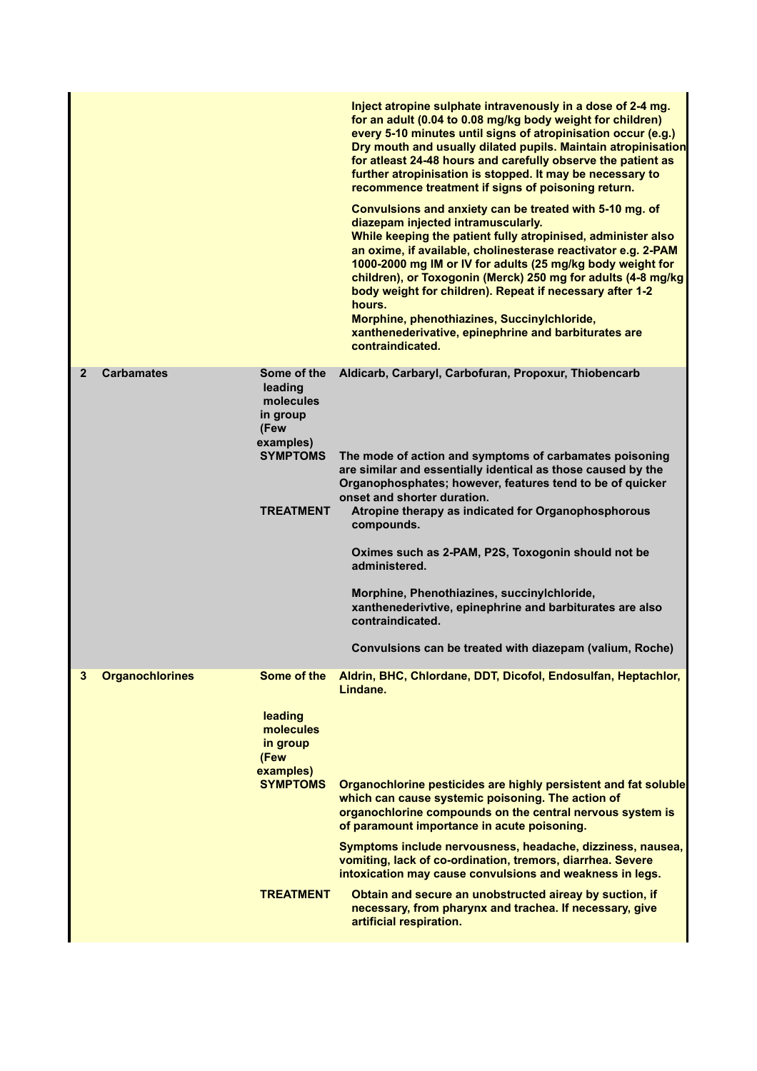| | | | |
|---|---|---|---|
| | | | Inject atropine sulphate intravenously in a dose of 2-4 mg. for an adult (0.04 to 0.08 mg/kg body weight for children) every 5-10 minutes until signs of atropinisation occur (e.g.) Dry mouth and usually dilated pupils. Maintain atropinisation for atleast 24-48 hours and carefully observe the patient as further atropinisation is stopped. It may be necessary to recommence treatment if signs of poisoning return.<br><br>Convulsions and anxiety can be treated with 5-10 mg. of diazepam injected intramuscularly.<br>While keeping the patient fully atropinised, administer also an oxime, if available, cholinesterase reactivator e.g. 2-PAM 1000-2000 mg IM or IV for adults (25 mg/kg body weight for children), or Toxogonin (Merck) 250 mg for adults (4-8 mg/kg body weight for children). Repeat if necessary after 1-2 hours.<br>Morphine, phenothiazines, Succinylchloride, xanthenederivative, epinephrine and barbiturates are contraindicated. |
| **2** | **Carbamates** | **Some of the leading molecules in group (Few examples)** | **Aldicarb, Carbaryl, Carbofuran, Propoxur, Thiobencarb** |
| | | **SYMPTOMS** | The mode of action and symptoms of carbamates poisoning are similar and essentially identical as those caused by the Organophosphates; however, features tend to be of quicker onset and shorter duration. |
| | | **TREATMENT** | Atropine therapy as indicated for Organophosphorous compounds.<br><br>Oximes such as 2-PAM, P2S, Toxogonin should not be administered.<br><br>Morphine, Phenothiazines, succinylchloride, xanthenederivtive, epinephrine and barbiturates are also contraindicated.<br><br>Convulsions can be treated with diazepam (valium, Roche) |
| **3** | **Organochlorines** | **Some of the leading molecules in group (Few examples)** | **Aldrin, BHC, Chlordane, DDT, Dicofol, Endosulfan, Heptachlor, Lindane.** |
| | | **SYMPTOMS** | Organochlorine pesticides are highly persistent and fat soluble which can cause systemic poisoning. The action of organochlorine compounds on the central nervous system is of paramount importance in acute poisoning.<br><br>Symptoms include nervousness, headache, dizziness, nausea, vomiting, lack of co-ordination, tremors, diarrhea. Severe intoxication may cause convulsions and weakness in legs. |
| | | **TREATMENT** | Obtain and secure an unobstructed aireay by suction, if necessary, from pharynx and trachea. If necessary, give artificial respiration. |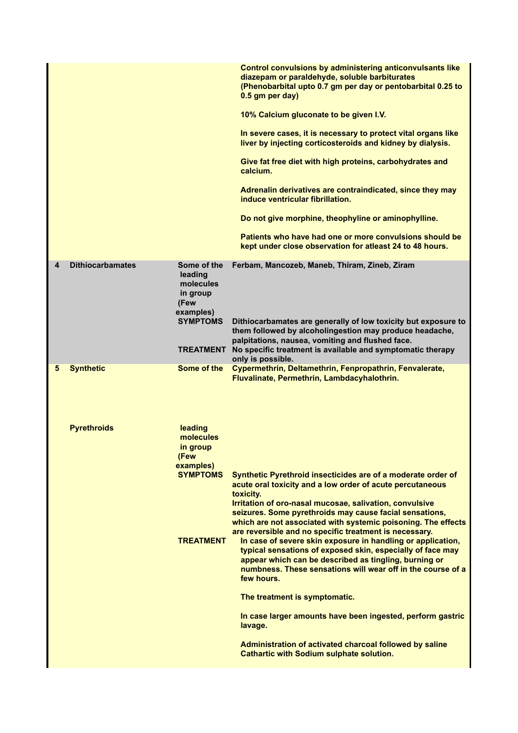| | | | |
|---|---|---|---|
| | | | Control convulsions by administering anticonvulsants like diazepam or paraldehyde, soluble barbiturates (Phenobarbital upto 0.7 gm per day or pentobarbital 0.25 to 0.5 gm per day)<br><br>10% Calcium gluconate to be given I.V.<br><br>In severe cases, it is necessary to protect vital organs like liver by injecting corticosteroids and kidney by dialysis.<br><br>Give fat free diet with high proteins, carbohydrates and calcium.<br><br>Adrenalin derivatives are contraindicated, since they may induce ventricular fibrillation.<br><br>Do not give morphine, theophyline or aminophylline.<br><br>Patients who have had one or more convulsions should be kept under close observation for atleast 24 to 48 hours. |
| 4 | Dithiocarbamates | Some of the leading molecules in group (Few examples) | Ferbam, Mancozeb, Maneb, Thiram, Zineb, Ziram |
| | | SYMPTOMS | Dithiocarbamates are generally of low toxicity but exposure to them followed by alcoholingestion may produce headache, palpitations, nausea, vomiting and flushed face. |
| | | TREATMENT | No specific treatment is available and symptomatic therapy only is possible. |
| 5 | Synthetic Pyrethroids | Some of the leading molecules in group (Few examples) | Cypermethrin, Deltamethrin, Fenpropathrin, Fenvalerate, Fluvalinate, Permethrin, Lambdacyhalothrin. |
| | | SYMPTOMS | Synthetic Pyrethroid insecticides are of a moderate order of acute oral toxicity and a low order of acute percutaneous toxicity.<br>Irritation of oro-nasal mucosae, salivation, convulsive seizures. Some pyrethroids may cause facial sensations, which are not associated with systemic poisoning. The effects are reversible and no specific treatment is necessary. |
| | | TREATMENT | In case of severe skin exposure in handling or application, typical sensations of exposed skin, especially of face may appear which can be described as tingling, burning or numbness. These sensations will wear off in the course of a few hours.<br><br>The treatment is symptomatic.<br><br>In case larger amounts have been ingested, perform gastric lavage.<br><br>Administration of activated charcoal followed by saline Cathartic with Sodium sulphate solution. |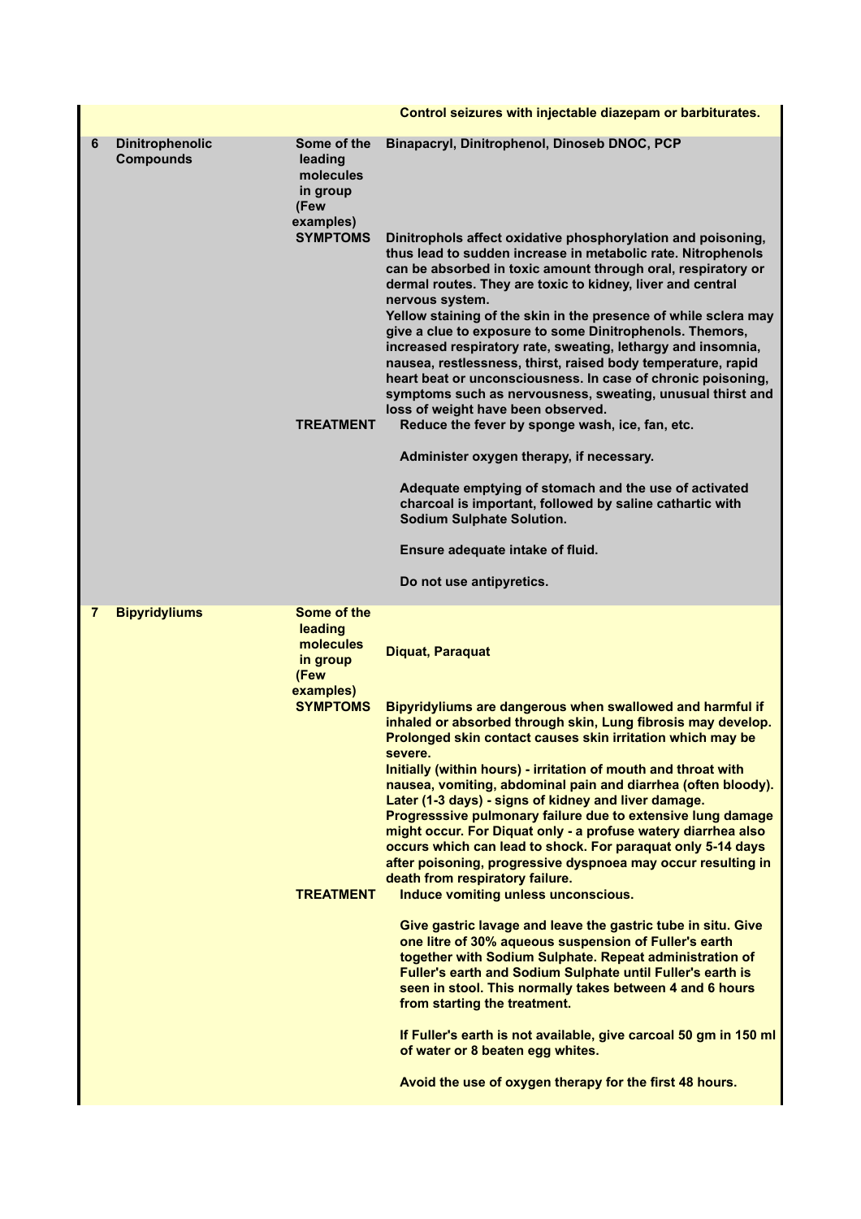| | | | |
|---|---|---|---|
| | | | Control seizures with injectable diazepam or barbiturates. |
| 6 | Dinitrophenolic Compounds | Some of the leading molecules in group (Few examples) | Binapacryl, Dinitrophenol, Dinoseb DNOC, PCP |
| | | SYMPTOMS | Dinitrophols affect oxidative phosphorylation and poisoning, thus lead to sudden increase in metabolic rate. Nitrophenols can be absorbed in toxic amount through oral, respiratory or dermal routes. They are toxic to kidney, liver and central nervous system.<br>Yellow staining of the skin in the presence of while sclera may give a clue to exposure to some Dinitrophenols. Themors, increased respiratory rate, sweating, lethargy and insomnia, nausea, restlessness, thirst, raised body temperature, rapid heart beat or unconsciousness. In case of chronic poisoning, symptoms such as nervousness, sweating, unusual thirst and loss of weight have been observed. |
| | | TREATMENT | Reduce the fever by sponge wash, ice, fan, etc.<br><br>Administer oxygen therapy, if necessary.<br><br>Adequate emptying of stomach and the use of activated charcoal is important, followed by saline cathartic with Sodium Sulphate Solution.<br><br>Ensure adequate intake of fluid.<br><br>Do not use antipyretics. |
| 7 | Bipyridyliums | Some of the leading molecules in group (Few examples) | Diquat, Paraquat |
| | | SYMPTOMS | Bipyridyliums are dangerous when swallowed and harmful if inhaled or absorbed through skin, Lung fibrosis may develop. Prolonged skin contact causes skin irritation which may be severe.<br>Initially (within hours) - irritation of mouth and throat with nausea, vomiting, abdominal pain and diarrhea (often bloody). Later (1-3 days) - signs of kidney and liver damage. Progresssive pulmonary failure due to extensive lung damage might occur. For Diquat only - a profuse watery diarrhea also occurs which can lead to shock. For paraquat only 5-14 days after poisoning, progressive dyspnoea may occur resulting in death from respiratory failure. |
| | | TREATMENT | Induce vomiting unless unconscious.<br><br>Give gastric lavage and leave the gastric tube in situ. Give one litre of 30% aqueous suspension of Fuller's earth together with Sodium Sulphate. Repeat administration of Fuller's earth and Sodium Sulphate until Fuller's earth is seen in stool. This normally takes between 4 and 6 hours from starting the treatment.<br><br>If Fuller's earth is not available, give carcoal 50 gm in 150 ml of water or 8 beaten egg whites.<br><br>Avoid the use of oxygen therapy for the first 48 hours. |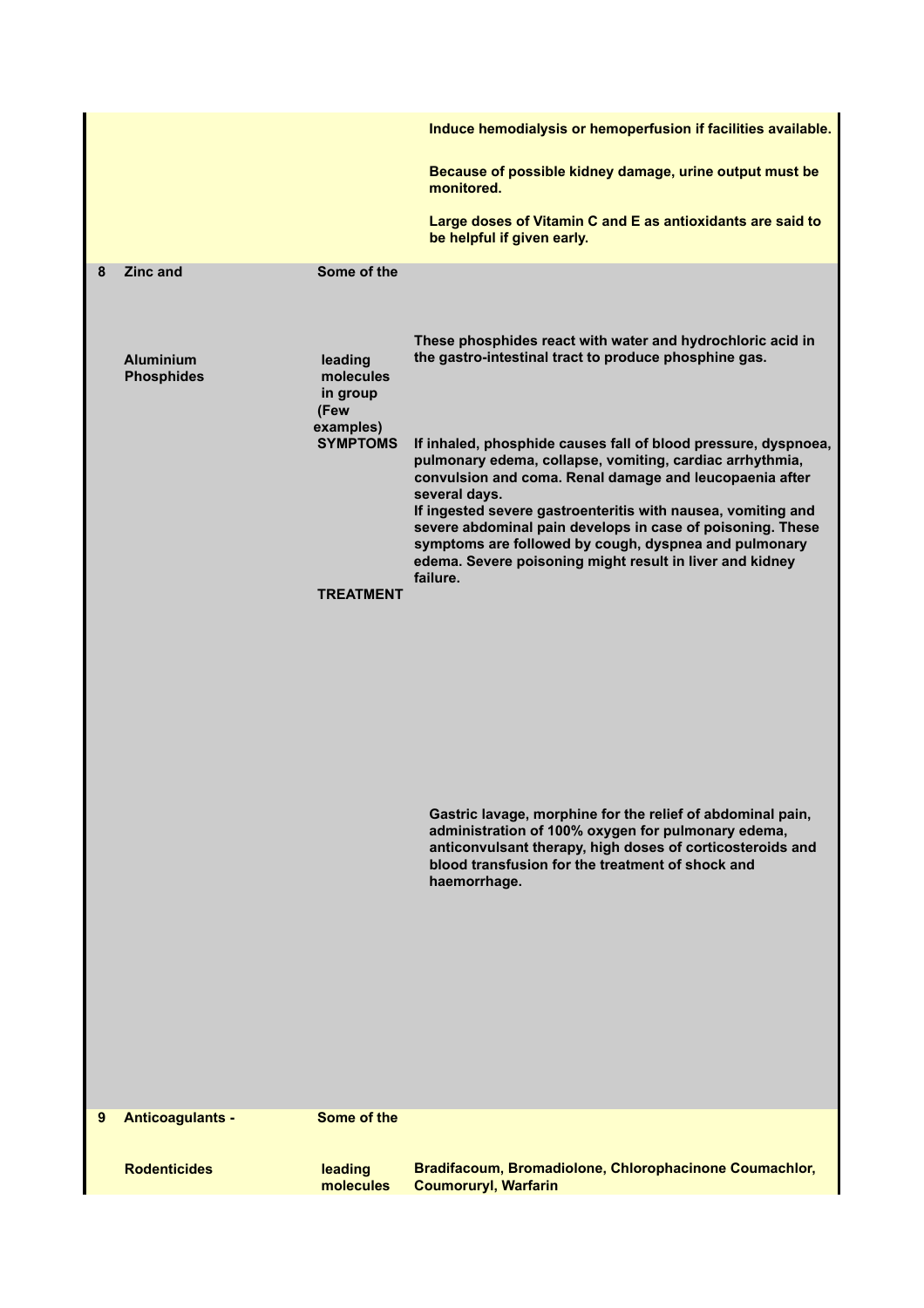| | | | |
|---|---|---|---|
| | | | Induce hemodialysis or hemoperfusion if facilities available.<br><br>Because of possible kidney damage, urine output must be monitored.<br><br>Large doses of Vitamin C and E as antioxidants are said to be helpful if given early. |
| 8 | Zinc and Aluminium Phosphides | Some of the leading molecules in group (Few examples) | These phosphides react with water and hydrochloric acid in the gastro-intestinal tract to produce phosphine gas. |
| | | SYMPTOMS | If inhaled, phosphide causes fall of blood pressure, dyspnoea, pulmonary edema, collapse, vomiting, cardiac arrhythmia, convulsion and coma. Renal damage and leucopaenia after several days.<br>If ingested severe gastroenteritis with nausea, vomiting and severe abdominal pain develops in case of poisoning. These symptoms are followed by cough, dyspnea and pulmonary edema. Severe poisoning might result in liver and kidney failure. |
| | | TREATMENT | Gastric lavage, morphine for the relief of abdominal pain, administration of 100% oxygen for pulmonary edema, anticonvulsant therapy, high doses of corticosteroids and blood transfusion for the treatment of shock and haemorrhage. |
| 9 | Anticoagulants - Rodenticides | Some of the leading molecules | Bradifacoum, Bromadiolone, Chlorophacinone Coumachlor, Coumoruryl, Warfarin |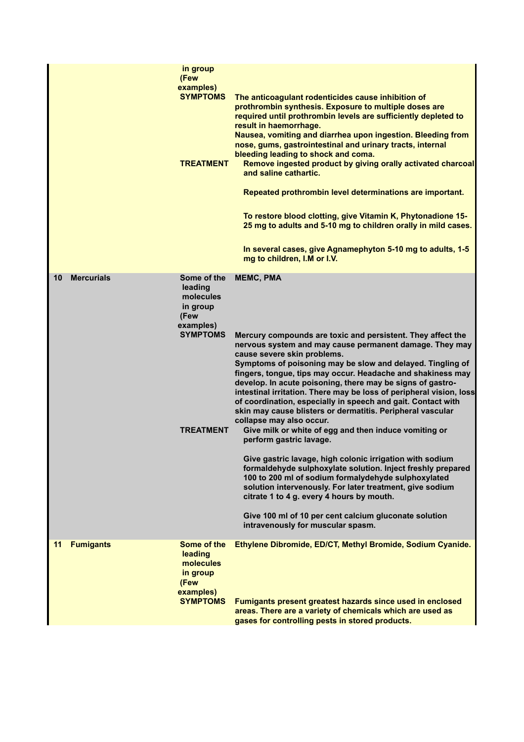| | | | |
|---|---|---|---|
| | | in group (Few examples) | |
| | | SYMPTOMS | The anticoagulant rodenticides cause inhibition of prothrombin synthesis. Exposure to multiple doses are required until prothrombin levels are sufficiently depleted to result in haemorrhage.<br>Nausea, vomiting and diarrhea upon ingestion. Bleeding from nose, gums, gastrointestinal and urinary tracts, internal bleeding leading to shock and coma. |
| | | TREATMENT | Remove ingested product by giving orally activated charcoal and saline cathartic.<br><br>Repeated prothrombin level determinations are important.<br><br>To restore blood clotting, give Vitamin K, Phytonadione 15-25 mg to adults and 5-10 mg to children orally in mild cases.<br><br>In several cases, give Agnamephyton 5-10 mg to adults, 1-5 mg to children, I.M or I.V. |
| 10 | Mercurials | Some of the leading molecules in group (Few examples) | MEMC, PMA |
| | | SYMPTOMS | Mercury compounds are toxic and persistent. They affect the nervous system and may cause permanent damage. They may cause severe skin problems.<br>Symptoms of poisoning may be slow and delayed. Tingling of fingers, tongue, tips may occur. Headache and shakiness may develop. In acute poisoning, there may be signs of gastro-intestinal irritation. There may be loss of peripheral vision, loss of coordination, especially in speech and gait. Contact with skin may cause blisters or dermatitis. Peripheral vascular collapse may also occur. |
| | | TREATMENT | Give milk or white of egg and then induce vomiting or perform gastric lavage.<br><br>Give gastric lavage, high colonic irrigation with sodium formaldehyde sulphoxylate solution. Inject freshly prepared 100 to 200 ml of sodium formalydehyde sulphoxylated solution intervenously. For later treatment, give sodium citrate 1 to 4 g. every 4 hours by mouth.<br><br>Give 100 ml of 10 per cent calcium gluconate solution intravenously for muscular spasm. |
| 11 | Fumigants | Some of the leading molecules in group (Few examples) | Ethylene Dibromide, ED/CT, Methyl Bromide, Sodium Cyanide. |
| | | SYMPTOMS | Fumigants present greatest hazards since used in enclosed areas. There are a variety of chemicals which are used as gases for controlling pests in stored products. |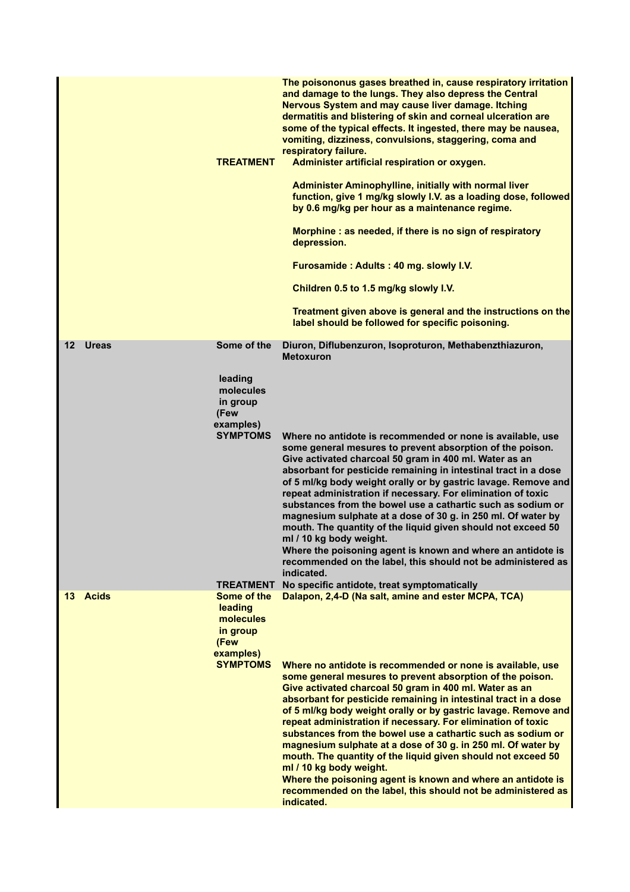| No. | Group | | |
|---|---|---|---|
| | | | The poisononus gases breathed in, cause respiratory irritation and damage to the lungs. They also depress the Central Nervous System and may cause liver damage. Itching dermatitis and blistering of skin and corneal ulceration are some of the typical effects. It ingested, there may be nausea, vomiting, dizziness, convulsions, staggering, coma and respiratory failure. |
| | | TREATMENT | Administer artificial respiration or oxygen.<br><br>Administer Aminophylline, initially with normal liver function, give 1 mg/kg slowly I.V. as a loading dose, followed by 0.6 mg/kg per hour as a maintenance regime.<br><br>Morphine : as needed, if there is no sign of respiratory depression.<br><br>Furosamide : Adults : 40 mg. slowly I.V.<br><br>Children 0.5 to 1.5 mg/kg slowly I.V.<br><br>Treatment given above is general and the instructions on the label should be followed for specific poisoning. |
| 12 | Ureas | Some of the leading molecules in group (Few examples) | Diuron, Diflubenzuron, Isoproturon, Methabenzthiazuron, Metoxuron |
| | | SYMPTOMS | Where no antidote is recommended or none is available, use some general mesures to prevent absorption of the poison. Give activated charcoal 50 gram in 400 ml. Water as an absorbant for pesticide remaining in intestinal tract in a dose of 5 ml/kg body weight orally or by gastric lavage. Remove and repeat administration if necessary. For elimination of toxic substances from the bowel use a cathartic such as sodium or magnesium sulphate at a dose of 30 g. in 250 ml. Of water by mouth. The quantity of the liquid given should not exceed 50 ml / 10 kg body weight.<br>Where the poisoning agent is known and where an antidote is recommended on the label, this should not be administered as indicated. |
| | | TREATMENT | No specific antidote, treat symptomatically |
| 13 | Acids | Some of the leading molecules in group (Few examples) | Dalapon, 2,4-D (Na salt, amine and ester MCPA, TCA) |
| | | SYMPTOMS | Where no antidote is recommended or none is available, use some general mesures to prevent absorption of the poison. Give activated charcoal 50 gram in 400 ml. Water as an absorbant for pesticide remaining in intestinal tract in a dose of 5 ml/kg body weight orally or by gastric lavage. Remove and repeat administration if necessary. For elimination of toxic substances from the bowel use a cathartic such as sodium or magnesium sulphate at a dose of 30 g. in 250 ml. Of water by mouth. The quantity of the liquid given should not exceed 50 ml / 10 kg body weight.<br>Where the poisoning agent is known and where an antidote is recommended on the label, this should not be administered as indicated. |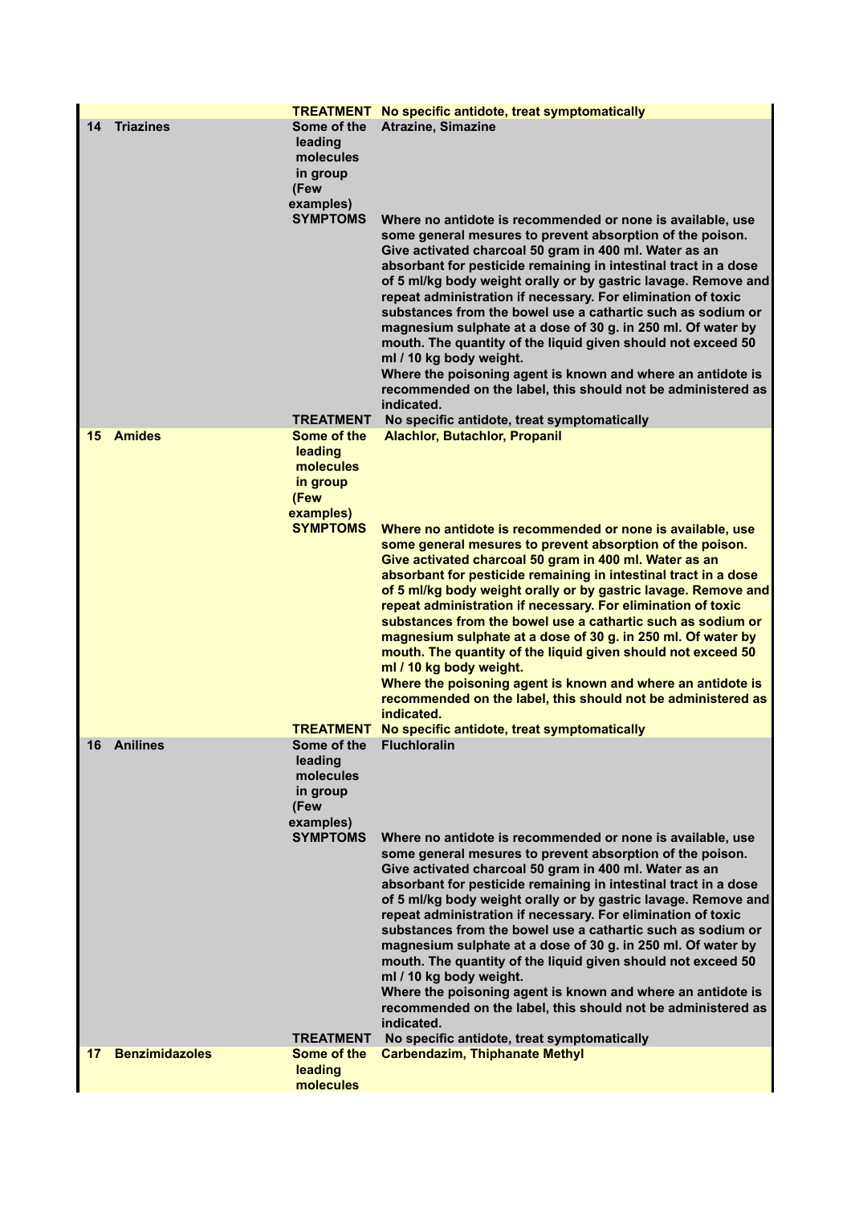| | | | |
|---|---|---|---|
| | | **TREATMENT** | **No specific antidote, treat symptomatically** |
| **14** | **Triazines** | **Some of the leading molecules in group (Few examples)** | **Atrazine, Simazine** |
| | | **SYMPTOMS** | **Where no antidote is recommended or none is available, use some general mesures to prevent absorption of the poison. Give activated charcoal 50 gram in 400 ml. Water as an absorbant for pesticide remaining in intestinal tract in a dose of 5 ml/kg body weight orally or by gastric lavage. Remove and repeat administration if necessary. For elimination of toxic substances from the bowel use a cathartic such as sodium or magnesium sulphate at a dose of 30 g. in 250 ml. Of water by mouth. The quantity of the liquid given should not exceed 50 ml / 10 kg body weight. Where the poisoning agent is known and where an antidote is recommended on the label, this should not be administered as indicated.** |
| | | **TREATMENT** | **No specific antidote, treat symptomatically** |
| **15** | **Amides** | **Some of the leading molecules in group (Few examples)** | **Alachlor, Butachlor, Propanil** |
| | | **SYMPTOMS** | **Where no antidote is recommended or none is available, use some general mesures to prevent absorption of the poison. Give activated charcoal 50 gram in 400 ml. Water as an absorbant for pesticide remaining in intestinal tract in a dose of 5 ml/kg body weight orally or by gastric lavage. Remove and repeat administration if necessary. For elimination of toxic substances from the bowel use a cathartic such as sodium or magnesium sulphate at a dose of 30 g. in 250 ml. Of water by mouth. The quantity of the liquid given should not exceed 50 ml / 10 kg body weight. Where the poisoning agent is known and where an antidote is recommended on the label, this should not be administered as indicated.** |
| | | **TREATMENT** | **No specific antidote, treat symptomatically** |
| **16** | **Anilines** | **Some of the leading molecules in group (Few examples)** | **Fluchloralin** |
| | | **SYMPTOMS** | **Where no antidote is recommended or none is available, use some general mesures to prevent absorption of the poison. Give activated charcoal 50 gram in 400 ml. Water as an absorbant for pesticide remaining in intestinal tract in a dose of 5 ml/kg body weight orally or by gastric lavage. Remove and repeat administration if necessary. For elimination of toxic substances from the bowel use a cathartic such as sodium or magnesium sulphate at a dose of 30 g. in 250 ml. Of water by mouth. The quantity of the liquid given should not exceed 50 ml / 10 kg body weight. Where the poisoning agent is known and where an antidote is recommended on the label, this should not be administered as indicated.** |
| | | **TREATMENT** | **No specific antidote, treat symptomatically** |
| **17** | **Benzimidazoles** | **Some of the leading molecules** | **Carbendazim, Thiphanate Methyl** |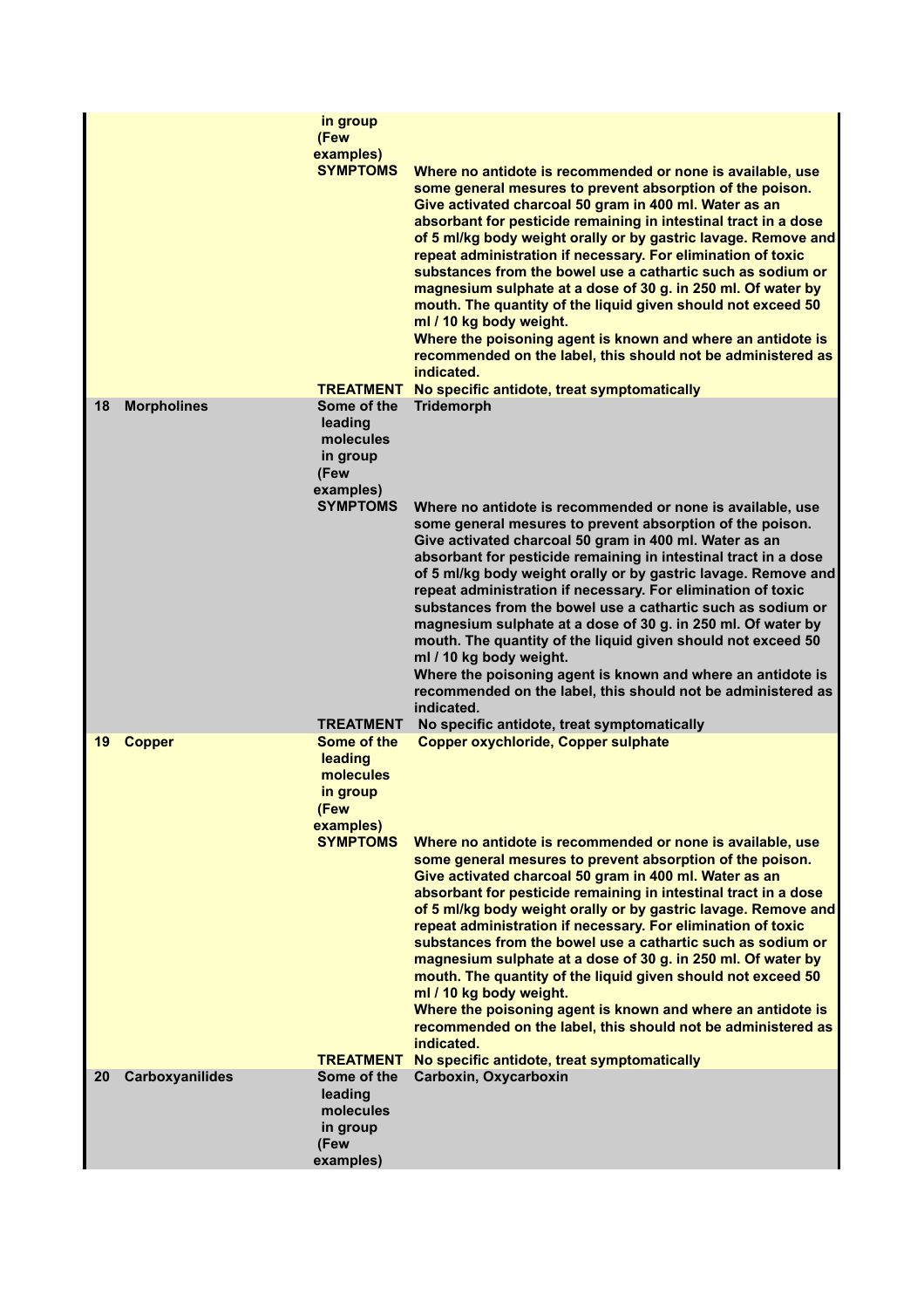| | | | |
|---|---|---|---|
| | | in group (Few examples) | |
| | | SYMPTOMS | Where no antidote is recommended or none is available, use some general mesures to prevent absorption of the poison. Give activated charcoal 50 gram in 400 ml. Water as an absorbant for pesticide remaining in intestinal tract in a dose of 5 ml/kg body weight orally or by gastric lavage. Remove and repeat administration if necessary. For elimination of toxic substances from the bowel use a cathartic such as sodium or magnesium sulphate at a dose of 30 g. in 250 ml. Of water by mouth. The quantity of the liquid given should not exceed 50 ml / 10 kg body weight. Where the poisoning agent is known and where an antidote is recommended on the label, this should not be administered as indicated. |
| | | TREATMENT | No specific antidote, treat symptomatically |
| 18 | Morpholines | Some of the leading molecules in group (Few examples) | Tridemorph |
| | | SYMPTOMS | Where no antidote is recommended or none is available, use some general mesures to prevent absorption of the poison. Give activated charcoal 50 gram in 400 ml. Water as an absorbant for pesticide remaining in intestinal tract in a dose of 5 ml/kg body weight orally or by gastric lavage. Remove and repeat administration if necessary. For elimination of toxic substances from the bowel use a cathartic such as sodium or magnesium sulphate at a dose of 30 g. in 250 ml. Of water by mouth. The quantity of the liquid given should not exceed 50 ml / 10 kg body weight. Where the poisoning agent is known and where an antidote is recommended on the label, this should not be administered as indicated. |
| | | TREATMENT | No specific antidote, treat symptomatically |
| 19 | Copper | Some of the leading molecules in group (Few examples) | Copper oxychloride, Copper sulphate |
| | | SYMPTOMS | Where no antidote is recommended or none is available, use some general mesures to prevent absorption of the poison. Give activated charcoal 50 gram in 400 ml. Water as an absorbant for pesticide remaining in intestinal tract in a dose of 5 ml/kg body weight orally or by gastric lavage. Remove and repeat administration if necessary. For elimination of toxic substances from the bowel use a cathartic such as sodium or magnesium sulphate at a dose of 30 g. in 250 ml. Of water by mouth. The quantity of the liquid given should not exceed 50 ml / 10 kg body weight. Where the poisoning agent is known and where an antidote is recommended on the label, this should not be administered as indicated. |
| | | TREATMENT | No specific antidote, treat symptomatically |
| 20 | Carboxyanilides | Some of the leading molecules in group (Few examples) | Carboxin, Oxycarboxin |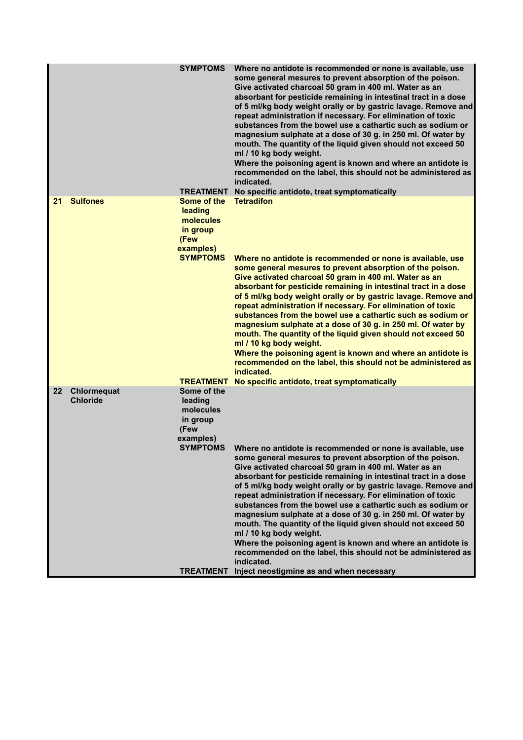| | | | |
|---|---|---|---|
| | | **SYMPTOMS** | **Where no antidote is recommended or none is available, use some general mesures to prevent absorption of the poison. Give activated charcoal 50 gram in 400 ml. Water as an absorbant for pesticide remaining in intestinal tract in a dose of 5 ml/kg body weight orally or by gastric lavage. Remove and repeat administration if necessary. For elimination of toxic substances from the bowel use a cathartic such as sodium or magnesium sulphate at a dose of 30 g. in 250 ml. Of water by mouth. The quantity of the liquid given should not exceed 50 ml / 10 kg body weight. Where the poisoning agent is known and where an antidote is recommended on the label, this should not be administered as indicated.** |
| | | **TREATMENT** | **No specific antidote, treat symptomatically** |
| **21** | **Sulfones** | **Some of the leading molecules in group (Few examples)** | **Tetradifon** |
| | | **SYMPTOMS** | **Where no antidote is recommended or none is available, use some general mesures to prevent absorption of the poison. Give activated charcoal 50 gram in 400 ml. Water as an absorbant for pesticide remaining in intestinal tract in a dose of 5 ml/kg body weight orally or by gastric lavage. Remove and repeat administration if necessary. For elimination of toxic substances from the bowel use a cathartic such as sodium or magnesium sulphate at a dose of 30 g. in 250 ml. Of water by mouth. The quantity of the liquid given should not exceed 50 ml / 10 kg body weight. Where the poisoning agent is known and where an antidote is recommended on the label, this should not be administered as indicated.** |
| | | **TREATMENT** | **No specific antidote, treat symptomatically** |
| **22** | **Chlormequat Chloride** | **Some of the leading molecules in group (Few examples)** | |
| | | **SYMPTOMS** | **Where no antidote is recommended or none is available, use some general mesures to prevent absorption of the poison. Give activated charcoal 50 gram in 400 ml. Water as an absorbant for pesticide remaining in intestinal tract in a dose of 5 ml/kg body weight orally or by gastric lavage. Remove and repeat administration if necessary. For elimination of toxic substances from the bowel use a cathartic such as sodium or magnesium sulphate at a dose of 30 g. in 250 ml. Of water by mouth. The quantity of the liquid given should not exceed 50 ml / 10 kg body weight. Where the poisoning agent is known and where an antidote is recommended on the label, this should not be administered as indicated.** |
| | | **TREATMENT** | **Inject neostigmine as and when necessary** |